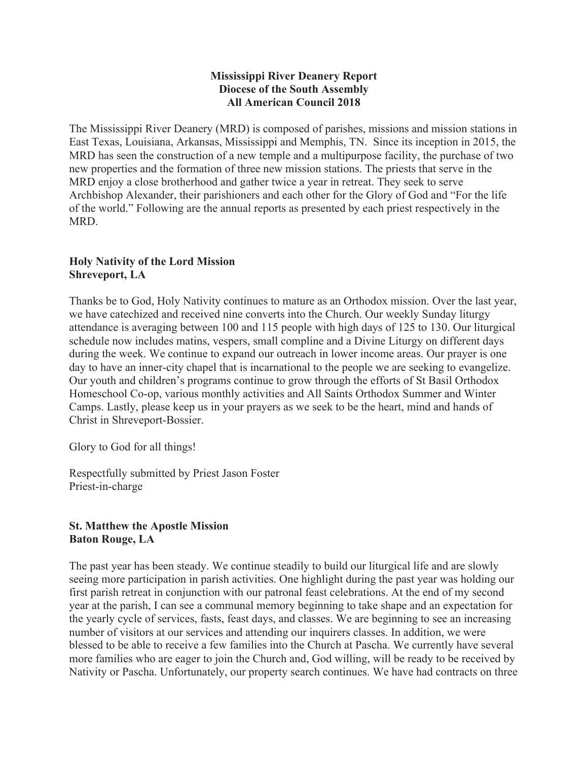**Mississippi River Deanery Report**
**Diocese of the South Assembly**
**All American Council 2018**

The Mississippi River Deanery (MRD) is composed of parishes, missions and mission stations in East Texas, Louisiana, Arkansas, Mississippi and Memphis, TN. Since its inception in 2015, the MRD has seen the construction of a new temple and a multipurpose facility, the purchase of two new properties and the formation of three new mission stations. The priests that serve in the MRD enjoy a close brotherhood and gather twice a year in retreat. They seek to serve Archbishop Alexander, their parishioners and each other for the Glory of God and "For the life of the world." Following are the annual reports as presented by each priest respectively in the MRD.

**Holy Nativity of the Lord Mission**
**Shreveport, LA**

Thanks be to God, Holy Nativity continues to mature as an Orthodox mission. Over the last year, we have catechized and received nine converts into the Church. Our weekly Sunday liturgy attendance is averaging between 100 and 115 people with high days of 125 to 130. Our liturgical schedule now includes matins, vespers, small compline and a Divine Liturgy on different days during the week. We continue to expand our outreach in lower income areas. Our prayer is one day to have an inner-city chapel that is incarnational to the people we are seeking to evangelize. Our youth and children's programs continue to grow through the efforts of St Basil Orthodox Homeschool Co-op, various monthly activities and All Saints Orthodox Summer and Winter Camps. Lastly, please keep us in your prayers as we seek to be the heart, mind and hands of Christ in Shreveport-Bossier.

Glory to God for all things!

Respectfully submitted by Priest Jason Foster
Priest-in-charge

**St. Matthew the Apostle Mission**
**Baton Rouge, LA**

The past year has been steady. We continue steadily to build our liturgical life and are slowly seeing more participation in parish activities. One highlight during the past year was holding our first parish retreat in conjunction with our patronal feast celebrations. At the end of my second year at the parish, I can see a communal memory beginning to take shape and an expectation for the yearly cycle of services, fasts, feast days, and classes. We are beginning to see an increasing number of visitors at our services and attending our inquirers classes. In addition, we were blessed to be able to receive a few families into the Church at Pascha. We currently have several more families who are eager to join the Church and, God willing, will be ready to be received by Nativity or Pascha. Unfortunately, our property search continues. We have had contracts on three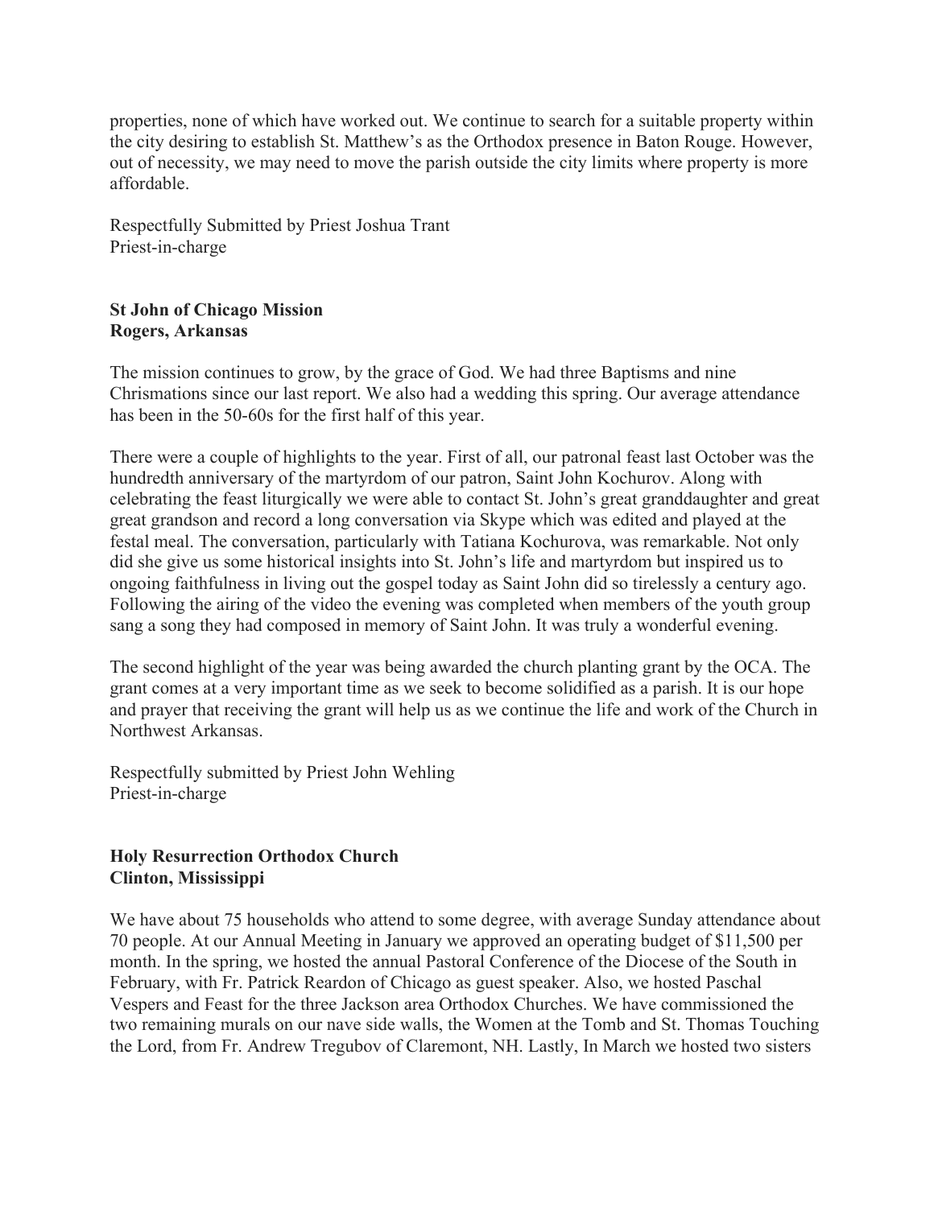properties, none of which have worked out. We continue to search for a suitable property within the city desiring to establish St. Matthew's as the Orthodox presence in Baton Rouge. However, out of necessity, we may need to move the parish outside the city limits where property is more affordable.

Respectfully Submitted by Priest Joshua Trant
Priest-in-charge

**St John of Chicago Mission**
**Rogers, Arkansas**

The mission continues to grow, by the grace of God. We had three Baptisms and nine Chrismations since our last report. We also had a wedding this spring. Our average attendance has been in the 50-60s for the first half of this year.

There were a couple of highlights to the year. First of all, our patronal feast last October was the hundredth anniversary of the martyrdom of our patron, Saint John Kochurov. Along with celebrating the feast liturgically we were able to contact St. John's great granddaughter and great great grandson and record a long conversation via Skype which was edited and played at the festal meal. The conversation, particularly with Tatiana Kochurova, was remarkable. Not only did she give us some historical insights into St. John's life and martyrdom but inspired us to ongoing faithfulness in living out the gospel today as Saint John did so tirelessly a century ago. Following the airing of the video the evening was completed when members of the youth group sang a song they had composed in memory of Saint John. It was truly a wonderful evening.

The second highlight of the year was being awarded the church planting grant by the OCA. The grant comes at a very important time as we seek to become solidified as a parish. It is our hope and prayer that receiving the grant will help us as we continue the life and work of the Church in Northwest Arkansas.

Respectfully submitted by Priest John Wehling
Priest-in-charge

**Holy Resurrection Orthodox Church**
**Clinton, Mississippi**

We have about 75 households who attend to some degree, with average Sunday attendance about 70 people. At our Annual Meeting in January we approved an operating budget of $11,500 per month. In the spring, we hosted the annual Pastoral Conference of the Diocese of the South in February, with Fr. Patrick Reardon of Chicago as guest speaker. Also, we hosted Paschal Vespers and Feast for the three Jackson area Orthodox Churches. We have commissioned the two remaining murals on our nave side walls, the Women at the Tomb and St. Thomas Touching the Lord, from Fr. Andrew Tregubov of Claremont, NH. Lastly, In March we hosted two sisters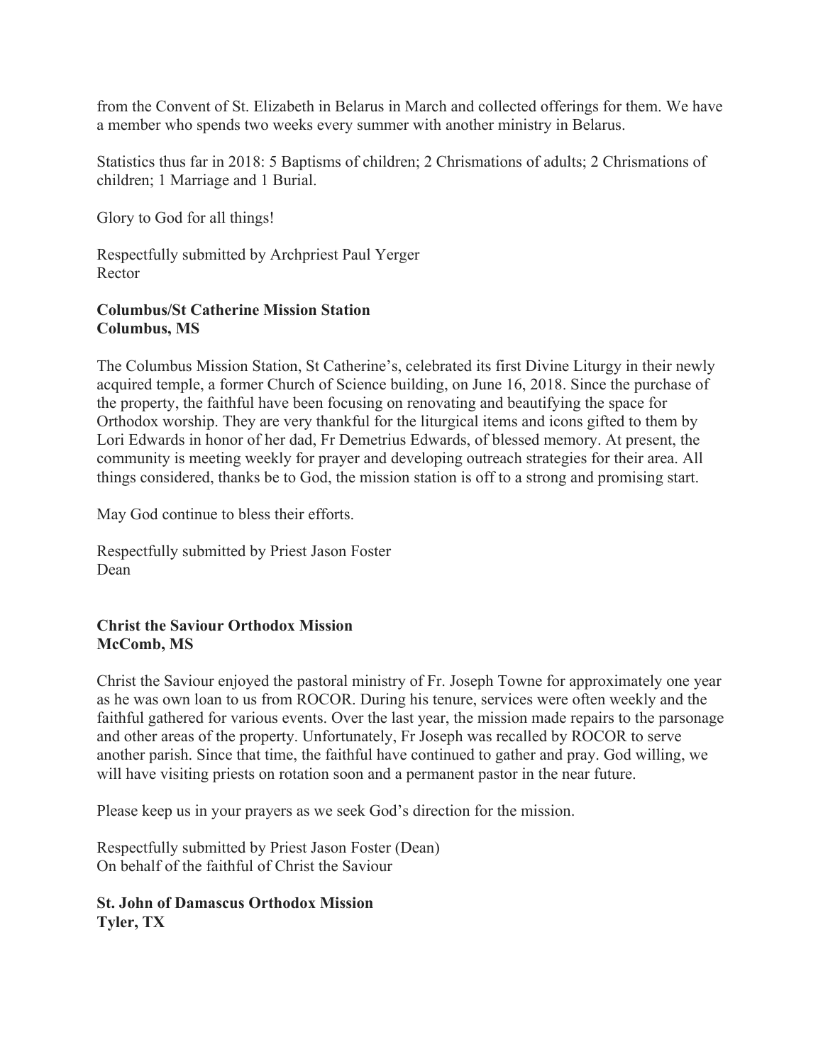from the Convent of St. Elizabeth in Belarus in March and collected offerings for them. We have a member who spends two weeks every summer with another ministry in Belarus.

Statistics thus far in 2018: 5 Baptisms of children; 2 Chrismations of adults; 2 Chrismations of children; 1 Marriage and 1 Burial.

Glory to God for all things!

Respectfully submitted by Archpriest Paul Yerger
Rector

**Columbus/St Catherine Mission Station**
**Columbus, MS**

The Columbus Mission Station, St Catherine's, celebrated its first Divine Liturgy in their newly acquired temple, a former Church of Science building, on June 16, 2018. Since the purchase of the property, the faithful have been focusing on renovating and beautifying the space for Orthodox worship. They are very thankful for the liturgical items and icons gifted to them by Lori Edwards in honor of her dad, Fr Demetrius Edwards, of blessed memory. At present, the community is meeting weekly for prayer and developing outreach strategies for their area. All things considered, thanks be to God, the mission station is off to a strong and promising start.

May God continue to bless their efforts.

Respectfully submitted by Priest Jason Foster
Dean

**Christ the Saviour Orthodox Mission**
**McComb, MS**

Christ the Saviour enjoyed the pastoral ministry of Fr. Joseph Towne for approximately one year as he was own loan to us from ROCOR. During his tenure, services were often weekly and the faithful gathered for various events. Over the last year, the mission made repairs to the parsonage and other areas of the property. Unfortunately, Fr Joseph was recalled by ROCOR to serve another parish. Since that time, the faithful have continued to gather and pray. God willing, we will have visiting priests on rotation soon and a permanent pastor in the near future.

Please keep us in your prayers as we seek God's direction for the mission.

Respectfully submitted by Priest Jason Foster (Dean)
On behalf of the faithful of Christ the Saviour

**St. John of Damascus Orthodox Mission**
**Tyler, TX**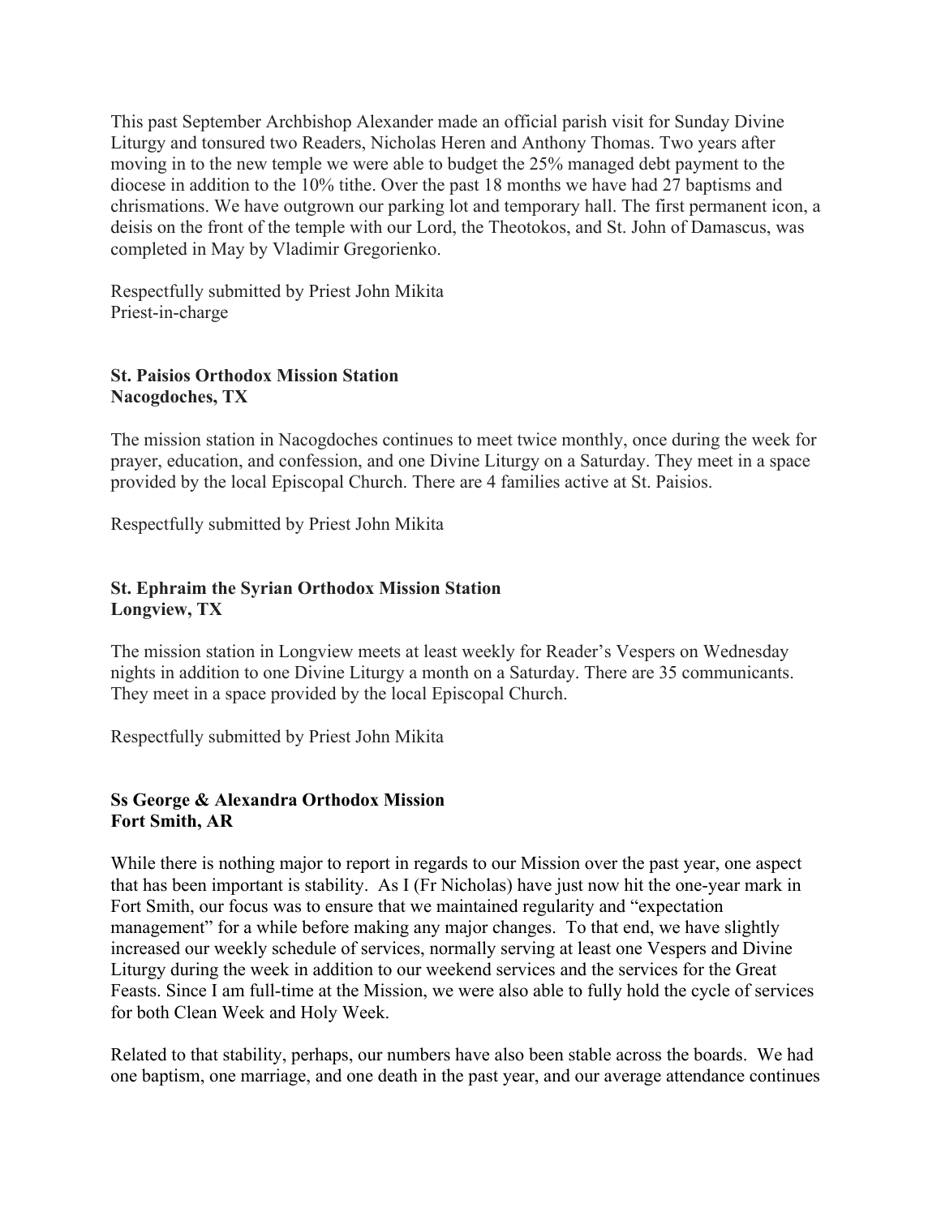This past September Archbishop Alexander made an official parish visit for Sunday Divine Liturgy and tonsured two Readers, Nicholas Heren and Anthony Thomas. Two years after moving in to the new temple we were able to budget the 25% managed debt payment to the diocese in addition to the 10% tithe. Over the past 18 months we have had 27 baptisms and chrismations. We have outgrown our parking lot and temporary hall. The first permanent icon, a deisis on the front of the temple with our Lord, the Theotokos, and St. John of Damascus, was completed in May by Vladimir Gregorienko.

Respectfully submitted by Priest John Mikita
Priest-in-charge

**St. Paisios Orthodox Mission Station**
**Nacogdoches, TX**

The mission station in Nacogdoches continues to meet twice monthly, once during the week for prayer, education, and confession, and one Divine Liturgy on a Saturday. They meet in a space provided by the local Episcopal Church. There are 4 families active at St. Paisios.

Respectfully submitted by Priest John Mikita

**St. Ephraim the Syrian Orthodox Mission Station**
**Longview, TX**

The mission station in Longview meets at least weekly for Reader's Vespers on Wednesday nights in addition to one Divine Liturgy a month on a Saturday. There are 35 communicants. They meet in a space provided by the local Episcopal Church.

Respectfully submitted by Priest John Mikita

**Ss George & Alexandra Orthodox Mission**
**Fort Smith, AR**

While there is nothing major to report in regards to our Mission over the past year, one aspect that has been important is stability. As I (Fr Nicholas) have just now hit the one-year mark in Fort Smith, our focus was to ensure that we maintained regularity and "expectation management" for a while before making any major changes. To that end, we have slightly increased our weekly schedule of services, normally serving at least one Vespers and Divine Liturgy during the week in addition to our weekend services and the services for the Great Feasts. Since I am full-time at the Mission, we were also able to fully hold the cycle of services for both Clean Week and Holy Week.

Related to that stability, perhaps, our numbers have also been stable across the boards. We had one baptism, one marriage, and one death in the past year, and our average attendance continues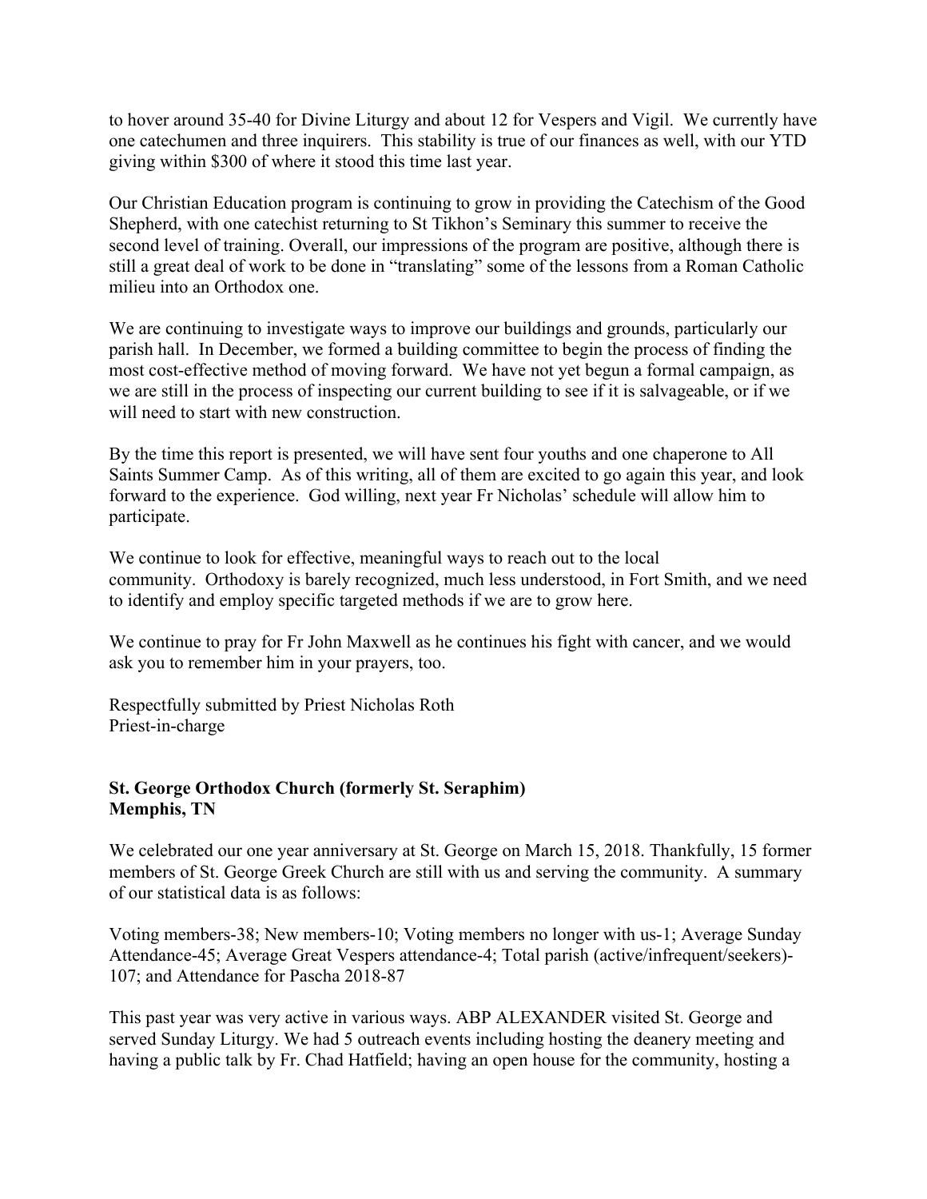to hover around 35-40 for Divine Liturgy and about 12 for Vespers and Vigil. We currently have one catechumen and three inquirers. This stability is true of our finances as well, with our YTD giving within $300 of where it stood this time last year.

Our Christian Education program is continuing to grow in providing the Catechism of the Good Shepherd, with one catechist returning to St Tikhon's Seminary this summer to receive the second level of training. Overall, our impressions of the program are positive, although there is still a great deal of work to be done in "translating" some of the lessons from a Roman Catholic milieu into an Orthodox one.

We are continuing to investigate ways to improve our buildings and grounds, particularly our parish hall. In December, we formed a building committee to begin the process of finding the most cost-effective method of moving forward. We have not yet begun a formal campaign, as we are still in the process of inspecting our current building to see if it is salvageable, or if we will need to start with new construction.

By the time this report is presented, we will have sent four youths and one chaperone to All Saints Summer Camp. As of this writing, all of them are excited to go again this year, and look forward to the experience. God willing, next year Fr Nicholas' schedule will allow him to participate.

We continue to look for effective, meaningful ways to reach out to the local community. Orthodoxy is barely recognized, much less understood, in Fort Smith, and we need to identify and employ specific targeted methods if we are to grow here.

We continue to pray for Fr John Maxwell as he continues his fight with cancer, and we would ask you to remember him in your prayers, too.

Respectfully submitted by Priest Nicholas Roth
Priest-in-charge

**St. George Orthodox Church (formerly St. Seraphim)**
**Memphis, TN**

We celebrated our one year anniversary at St. George on March 15, 2018. Thankfully, 15 former members of St. George Greek Church are still with us and serving the community. A summary of our statistical data is as follows:

Voting members-38; New members-10; Voting members no longer with us-1; Average Sunday Attendance-45; Average Great Vespers attendance-4; Total parish (active/infrequent/seekers)-107; and Attendance for Pascha 2018-87

This past year was very active in various ways. ABP ALEXANDER visited St. George and served Sunday Liturgy. We had 5 outreach events including hosting the deanery meeting and having a public talk by Fr. Chad Hatfield; having an open house for the community, hosting a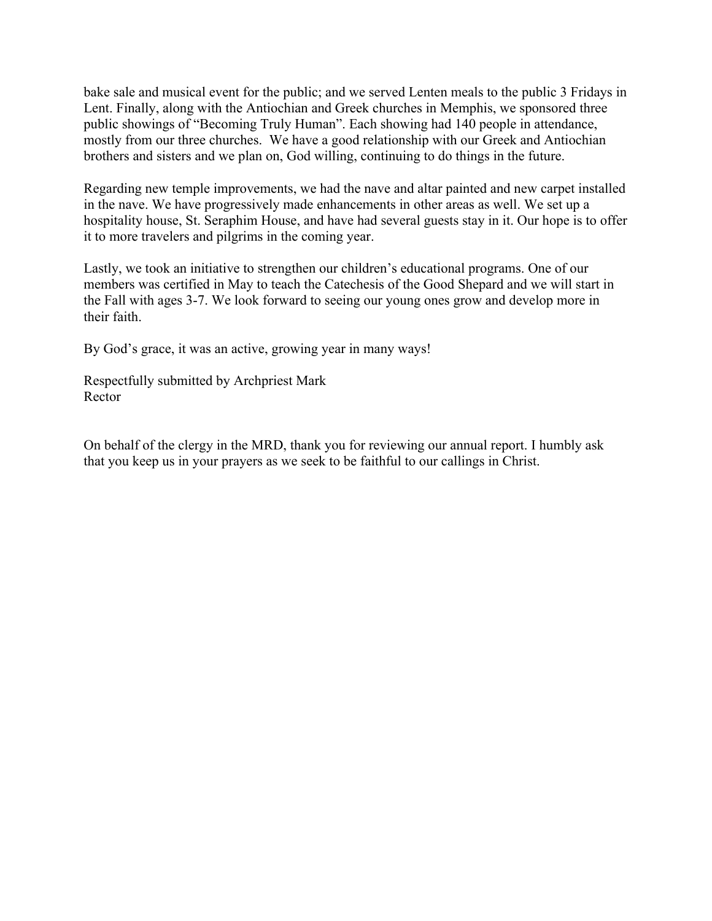bake sale and musical event for the public; and we served Lenten meals to the public 3 Fridays in Lent. Finally, along with the Antiochian and Greek churches in Memphis, we sponsored three public showings of "Becoming Truly Human". Each showing had 140 people in attendance, mostly from our three churches. We have a good relationship with our Greek and Antiochian brothers and sisters and we plan on, God willing, continuing to do things in the future.

Regarding new temple improvements, we had the nave and altar painted and new carpet installed in the nave. We have progressively made enhancements in other areas as well. We set up a hospitality house, St. Seraphim House, and have had several guests stay in it. Our hope is to offer it to more travelers and pilgrims in the coming year.

Lastly, we took an initiative to strengthen our children's educational programs. One of our members was certified in May to teach the Catechesis of the Good Shepard and we will start in the Fall with ages 3-7. We look forward to seeing our young ones grow and develop more in their faith.

By God's grace, it was an active, growing year in many ways!

Respectfully submitted by Archpriest Mark
Rector

On behalf of the clergy in the MRD, thank you for reviewing our annual report. I humbly ask that you keep us in your prayers as we seek to be faithful to our callings in Christ.